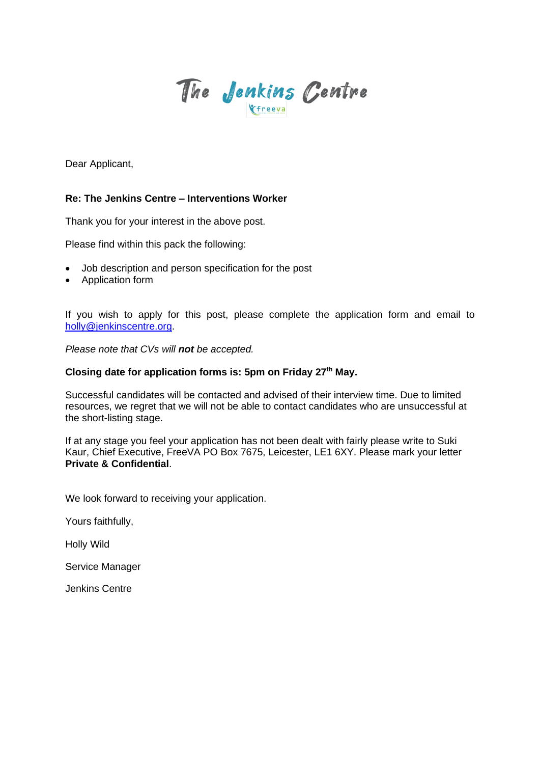# The Jenkins Centre

freeva

Dear Applicant,

**Re: The Jenkins Centre – Interventions Worker**

Thank you for your interest in the above post.

Please find within this pack the following:

- Job description and person specification for the post
- Application form

If you wish to apply for this post, please complete the application form and email to holly@jenkinscentre.org.

*Please note that CVs will **not** be accepted.*

**Closing date for application forms is: 5pm on Friday 27th May.**

Successful candidates will be contacted and advised of their interview time. Due to limited resources, we regret that we will not be able to contact candidates who are unsuccessful at the short-listing stage.

If at any stage you feel your application has not been dealt with fairly please write to Suki Kaur, Chief Executive, FreeVA PO Box 7675, Leicester, LE1 6XY. Please mark your letter **Private & Confidential**.

We look forward to receiving your application.

Yours faithfully,

Holly Wild

Service Manager

Jenkins Centre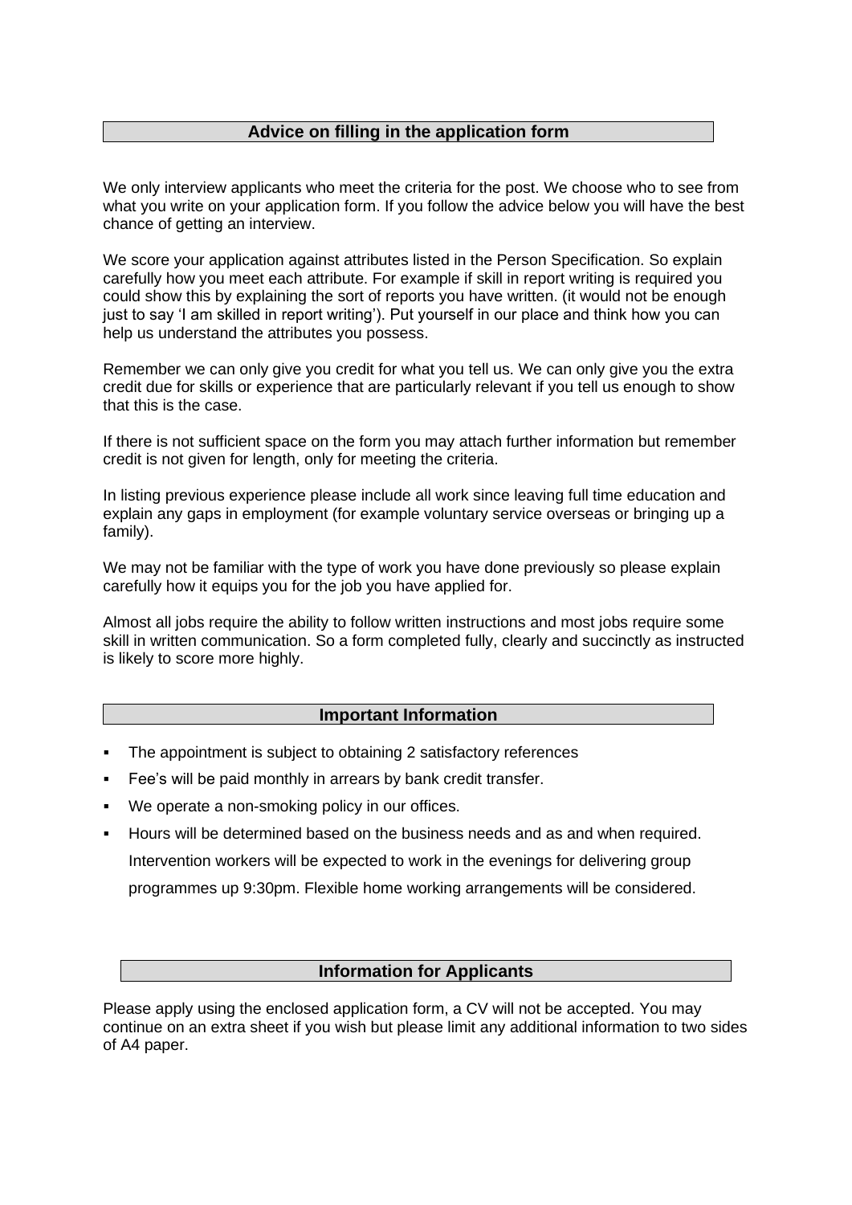## Advice on filling in the application form

We only interview applicants who meet the criteria for the post. We choose who to see from what you write on your application form. If you follow the advice below you will have the best chance of getting an interview.

We score your application against attributes listed in the Person Specification. So explain carefully how you meet each attribute. For example if skill in report writing is required you could show this by explaining the sort of reports you have written. (it would not be enough just to say 'I am skilled in report writing'). Put yourself in our place and think how you can help us understand the attributes you possess.

Remember we can only give you credit for what you tell us. We can only give you the extra credit due for skills or experience that are particularly relevant if you tell us enough to show that this is the case.

If there is not sufficient space on the form you may attach further information but remember credit is not given for length, only for meeting the criteria.

In listing previous experience please include all work since leaving full time education and explain any gaps in employment (for example voluntary service overseas or bringing up a family).

We may not be familiar with the type of work you have done previously so please explain carefully how it equips you for the job you have applied for.

Almost all jobs require the ability to follow written instructions and most jobs require some skill in written communication. So a form completed fully, clearly and succinctly as instructed is likely to score more highly.

## Important Information

- The appointment is subject to obtaining 2 satisfactory references
- Fee's will be paid monthly in arrears by bank credit transfer.
- We operate a non-smoking policy in our offices.
- Hours will be determined based on the business needs and as and when required. Intervention workers will be expected to work in the evenings for delivering group programmes up 9:30pm. Flexible home working arrangements will be considered.

## Information for Applicants

Please apply using the enclosed application form, a CV will not be accepted. You may continue on an extra sheet if you wish but please limit any additional information to two sides of A4 paper.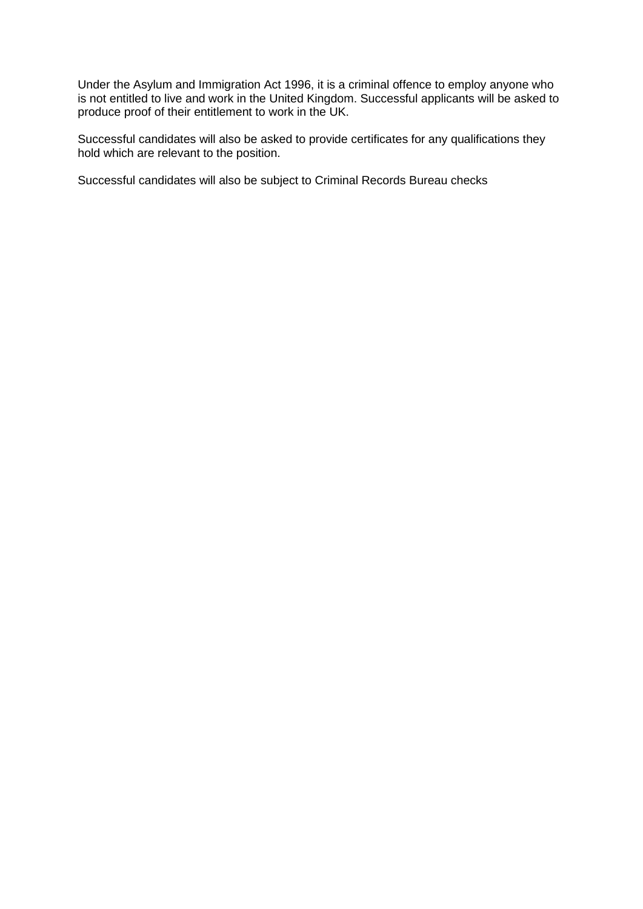Under the Asylum and Immigration Act 1996, it is a criminal offence to employ anyone who is not entitled to live and work in the United Kingdom. Successful applicants will be asked to produce proof of their entitlement to work in the UK.

Successful candidates will also be asked to provide certificates for any qualifications they hold which are relevant to the position.

Successful candidates will also be subject to Criminal Records Bureau checks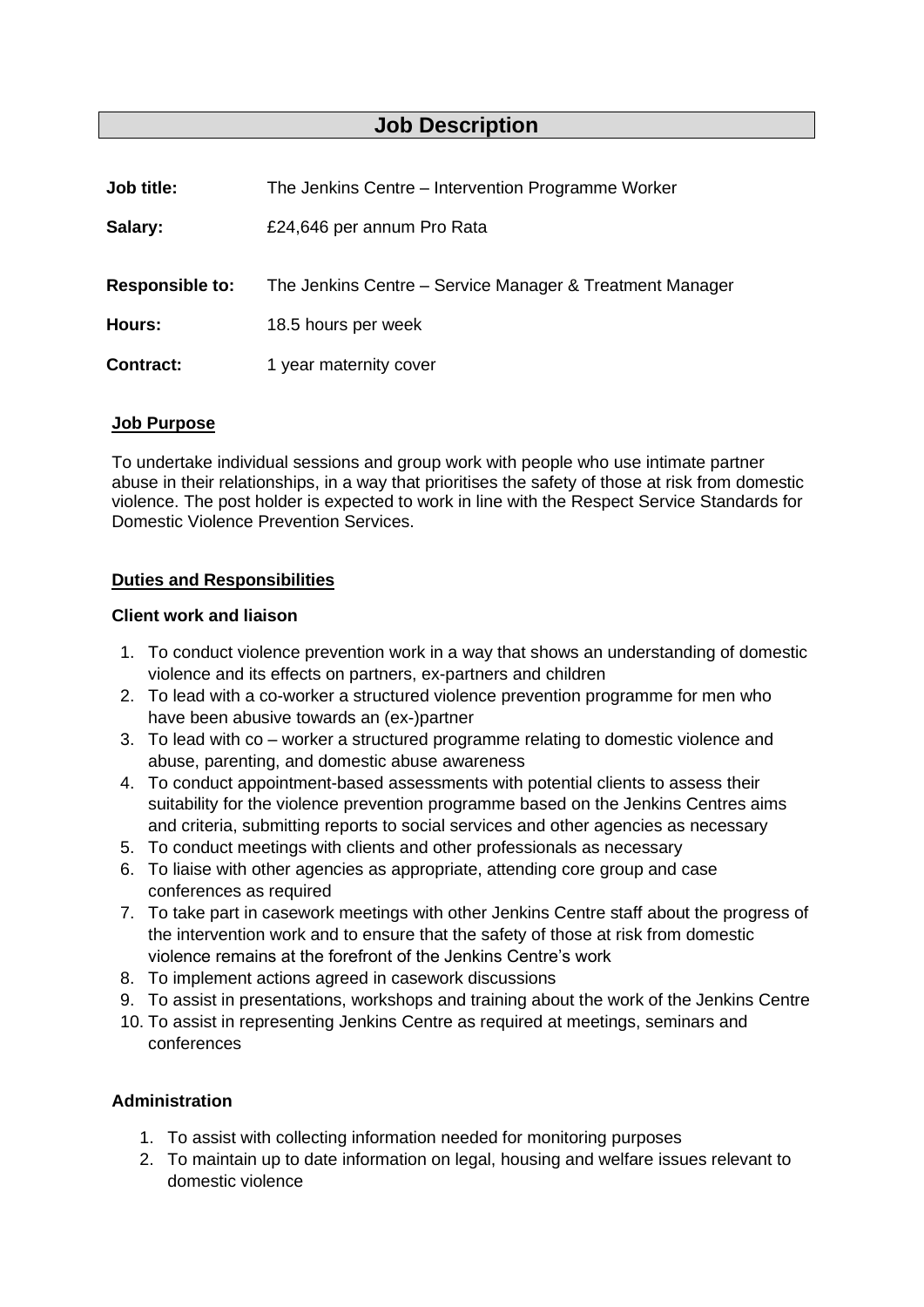# Job Description

| | |
|---|---|
| **Job title:** | The Jenkins Centre – Intervention Programme Worker |
| **Salary:** | £24,646 per annum Pro Rata |
| **Responsible to:** | The Jenkins Centre – Service Manager & Treatment Manager |
| **Hours:** | 18.5 hours per week |
| **Contract:** | 1 year maternity cover |

## Job Purpose

To undertake individual sessions and group work with people who use intimate partner abuse in their relationships, in a way that prioritises the safety of those at risk from domestic violence. The post holder is expected to work in line with the Respect Service Standards for Domestic Violence Prevention Services.

## Duties and Responsibilities

### Client work and liaison

1. To conduct violence prevention work in a way that shows an understanding of domestic violence and its effects on partners, ex-partners and children
2. To lead with a co-worker a structured violence prevention programme for men who have been abusive towards an (ex-)partner
3. To lead with co – worker a structured programme relating to domestic violence and abuse, parenting, and domestic abuse awareness
4. To conduct appointment-based assessments with potential clients to assess their suitability for the violence prevention programme based on the Jenkins Centres aims and criteria, submitting reports to social services and other agencies as necessary
5. To conduct meetings with clients and other professionals as necessary
6. To liaise with other agencies as appropriate, attending core group and case conferences as required
7. To take part in casework meetings with other Jenkins Centre staff about the progress of the intervention work and to ensure that the safety of those at risk from domestic violence remains at the forefront of the Jenkins Centre's work
8. To implement actions agreed in casework discussions
9. To assist in presentations, workshops and training about the work of the Jenkins Centre
10. To assist in representing Jenkins Centre as required at meetings, seminars and conferences

### Administration

1. To assist with collecting information needed for monitoring purposes
2. To maintain up to date information on legal, housing and welfare issues relevant to domestic violence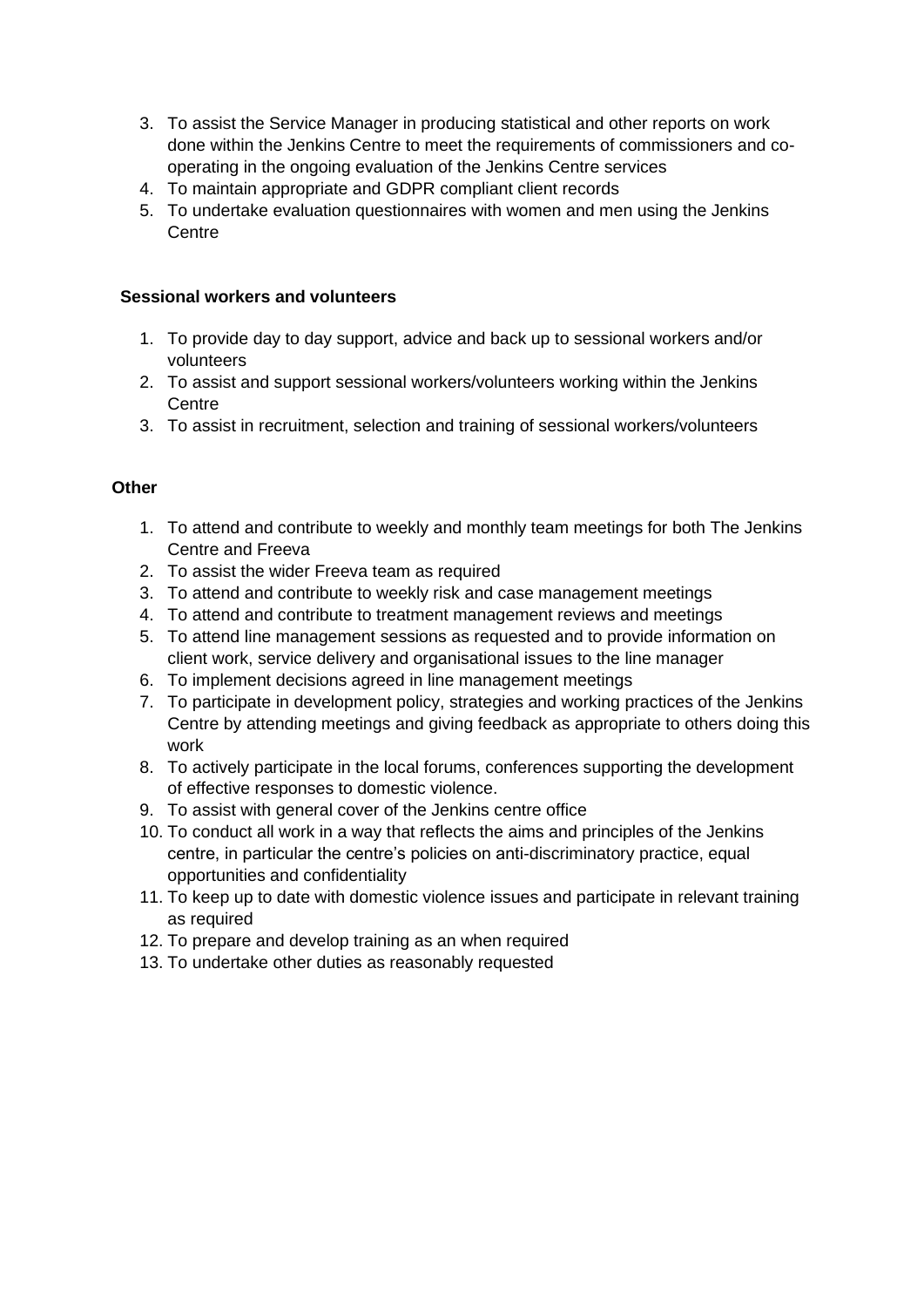3. To assist the Service Manager in producing statistical and other reports on work done within the Jenkins Centre to meet the requirements of commissioners and co-operating in the ongoing evaluation of the Jenkins Centre services
4. To maintain appropriate and GDPR compliant client records
5. To undertake evaluation questionnaires with women and men using the Jenkins Centre

**Sessional workers and volunteers**

1. To provide day to day support, advice and back up to sessional workers and/or volunteers
2. To assist and support sessional workers/volunteers working within the Jenkins Centre
3. To assist in recruitment, selection and training of sessional workers/volunteers

**Other**

1. To attend and contribute to weekly and monthly team meetings for both The Jenkins Centre and Freeva
2. To assist the wider Freeva team as required
3. To attend and contribute to weekly risk and case management meetings
4. To attend and contribute to treatment management reviews and meetings
5. To attend line management sessions as requested and to provide information on client work, service delivery and organisational issues to the line manager
6. To implement decisions agreed in line management meetings
7. To participate in development policy, strategies and working practices of the Jenkins Centre by attending meetings and giving feedback as appropriate to others doing this work
8. To actively participate in the local forums, conferences supporting the development of effective responses to domestic violence.
9. To assist with general cover of the Jenkins centre office
10. To conduct all work in a way that reflects the aims and principles of the Jenkins centre, in particular the centre's policies on anti-discriminatory practice, equal opportunities and confidentiality
11. To keep up to date with domestic violence issues and participate in relevant training as required
12. To prepare and develop training as an when required
13. To undertake other duties as reasonably requested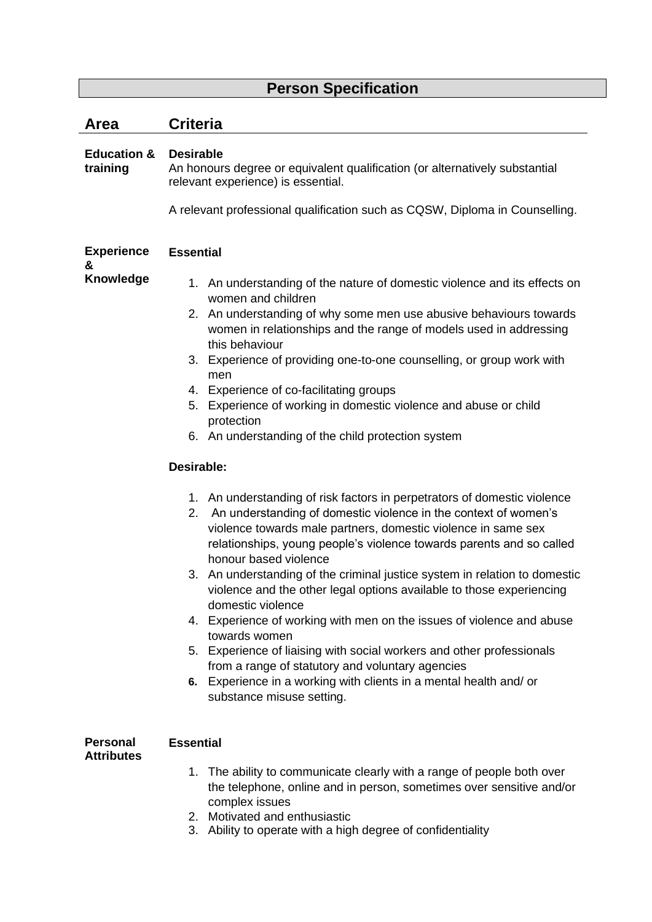## Person Specification

| Area | Criteria |
|---|---|
| **Education & training** | **Desirable**<br>An honours degree or equivalent qualification (or alternatively substantial relevant experience) is essential.<br><br>A relevant professional qualification such as CQSW, Diploma in Counselling. |
| **Experience & Knowledge** | **Essential**<br><br>1. An understanding of the nature of domestic violence and its effects on women and children<br>2. An understanding of why some men use abusive behaviours towards women in relationships and the range of models used in addressing this behaviour<br>3. Experience of providing one-to-one counselling, or group work with men<br>4. Experience of co-facilitating groups<br>5. Experience of working in domestic violence and abuse or child protection<br>6. An understanding of the child protection system<br><br>**Desirable:**<br><br>1. An understanding of risk factors in perpetrators of domestic violence<br>2. An understanding of domestic violence in the context of women's violence towards male partners, domestic violence in same sex relationships, young people's violence towards parents and so called honour based violence<br>3. An understanding of the criminal justice system in relation to domestic violence and the other legal options available to those experiencing domestic violence<br>4. Experience of working with men on the issues of violence and abuse towards women<br>5. Experience of liaising with social workers and other professionals from a range of statutory and voluntary agencies<br>6. Experience in a working with clients in a mental health and/ or substance misuse setting. |
| **Personal Attributes** | **Essential**<br><br>1. The ability to communicate clearly with a range of people both over the telephone, online and in person, sometimes over sensitive and/or complex issues<br>2. Motivated and enthusiastic<br>3. Ability to operate with a high degree of confidentiality |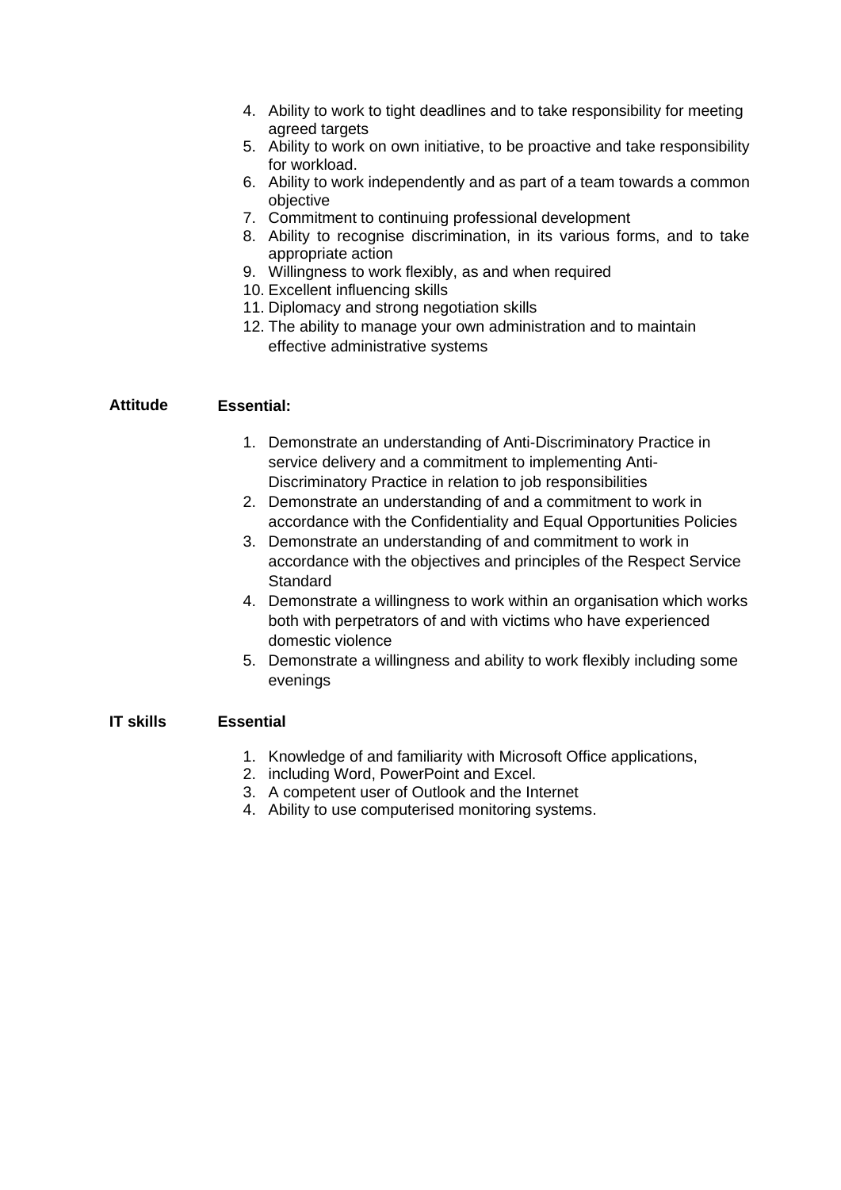4. Ability to work to tight deadlines and to take responsibility for meeting agreed targets
5. Ability to work on own initiative, to be proactive and take responsibility for workload.
6. Ability to work independently and as part of a team towards a common objective
7. Commitment to continuing professional development
8. Ability to recognise discrimination, in its various forms, and to take appropriate action
9. Willingness to work flexibly, as and when required
10. Excellent influencing skills
11. Diplomacy and strong negotiation skills
12. The ability to manage your own administration and to maintain effective administrative systems

**Attitude** **Essential:**

1. Demonstrate an understanding of Anti-Discriminatory Practice in service delivery and a commitment to implementing Anti-Discriminatory Practice in relation to job responsibilities
2. Demonstrate an understanding of and a commitment to work in accordance with the Confidentiality and Equal Opportunities Policies
3. Demonstrate an understanding of and commitment to work in accordance with the objectives and principles of the Respect Service Standard
4. Demonstrate a willingness to work within an organisation which works both with perpetrators of and with victims who have experienced domestic violence
5. Demonstrate a willingness and ability to work flexibly including some evenings

**IT skills** **Essential**

1. Knowledge of and familiarity with Microsoft Office applications,
2. including Word, PowerPoint and Excel.
3. A competent user of Outlook and the Internet
4. Ability to use computerised monitoring systems.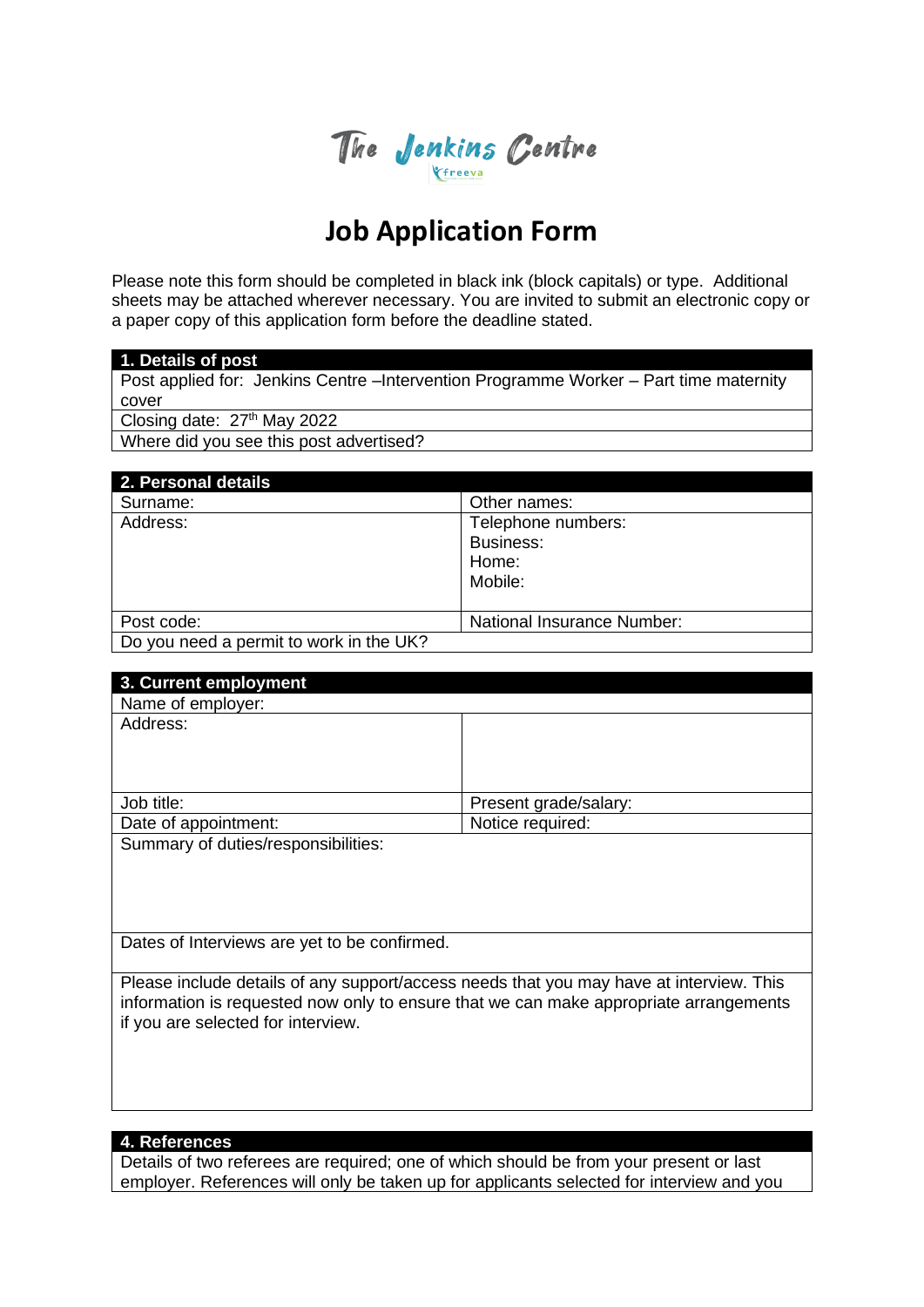The Jenkins Centre

# Job Application Form

Please note this form should be completed in black ink (block capitals) or type. Additional sheets may be attached wherever necessary. You are invited to submit an electronic copy or a paper copy of this application form before the deadline stated.

| **1. Details of post** |
|---|
| Post applied for: Jenkins Centre –Intervention Programme Worker – Part time maternity cover |
| Closing date: 27th May 2022 |
| Where did you see this post advertised? |

| **2. Personal details** | |
|---|---|
| Surname: | Other names: |
| Address: | Telephone numbers:<br>Business:<br>Home:<br>Mobile: |
| Post code: | National Insurance Number: |
| Do you need a permit to work in the UK? | |

| **3. Current employment** | |
|---|---|
| Name of employer: | |
| Address: | |
| Job title: | Present grade/salary: |
| Date of appointment: | Notice required: |
| Summary of duties/responsibilities: | |
| Dates of Interviews are yet to be confirmed. | |
| Please include details of any support/access needs that you may have at interview. This information is requested now only to ensure that we can make appropriate arrangements if you are selected for interview. | |

| **4. References** |
|---|
| Details of two referees are required; one of which should be from your present or last employer. References will only be taken up for applicants selected for interview and you |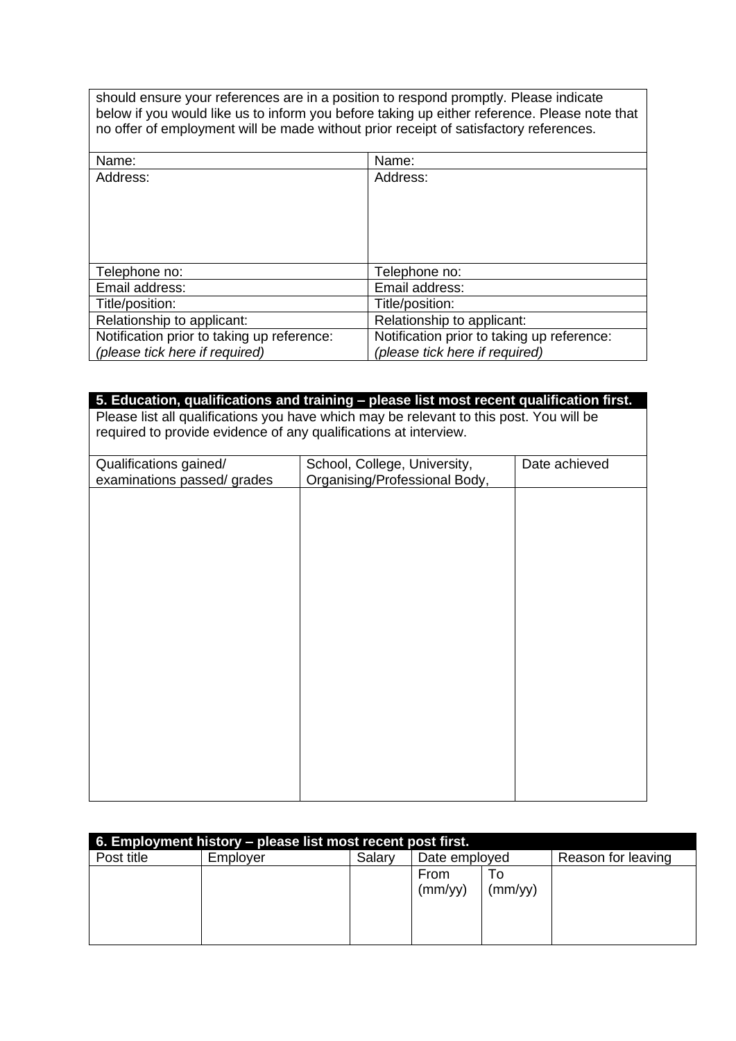should ensure your references are in a position to respond promptly. Please indicate below if you would like us to inform you before taking up either reference. Please note that no offer of employment will be made without prior receipt of satisfactory references.

| Name: | Name: |
|---|---|
| Address: | Address: |
| Telephone no: | Telephone no: |
| Email address: | Email address: |
| Title/position: | Title/position: |
| Relationship to applicant: | Relationship to applicant: |
| Notification prior to taking up reference: *(please tick here if required)* | Notification prior to taking up reference: *(please tick here if required)* |

## 5. Education, qualifications and training – please list most recent qualification first.

Please list all qualifications you have which may be relevant to this post. You will be required to provide evidence of any qualifications at interview.

| Qualifications gained/ examinations passed/ grades | School, College, University, Organising/Professional Body, | Date achieved |
|---|---|---|
| | | |

## 6. Employment history – please list most recent post first.

| Post title | Employer | Salary | Date employed | | Reason for leaving |
|---|---|---|---|---|---|
| | | | From (mm/yy) | To (mm/yy) | |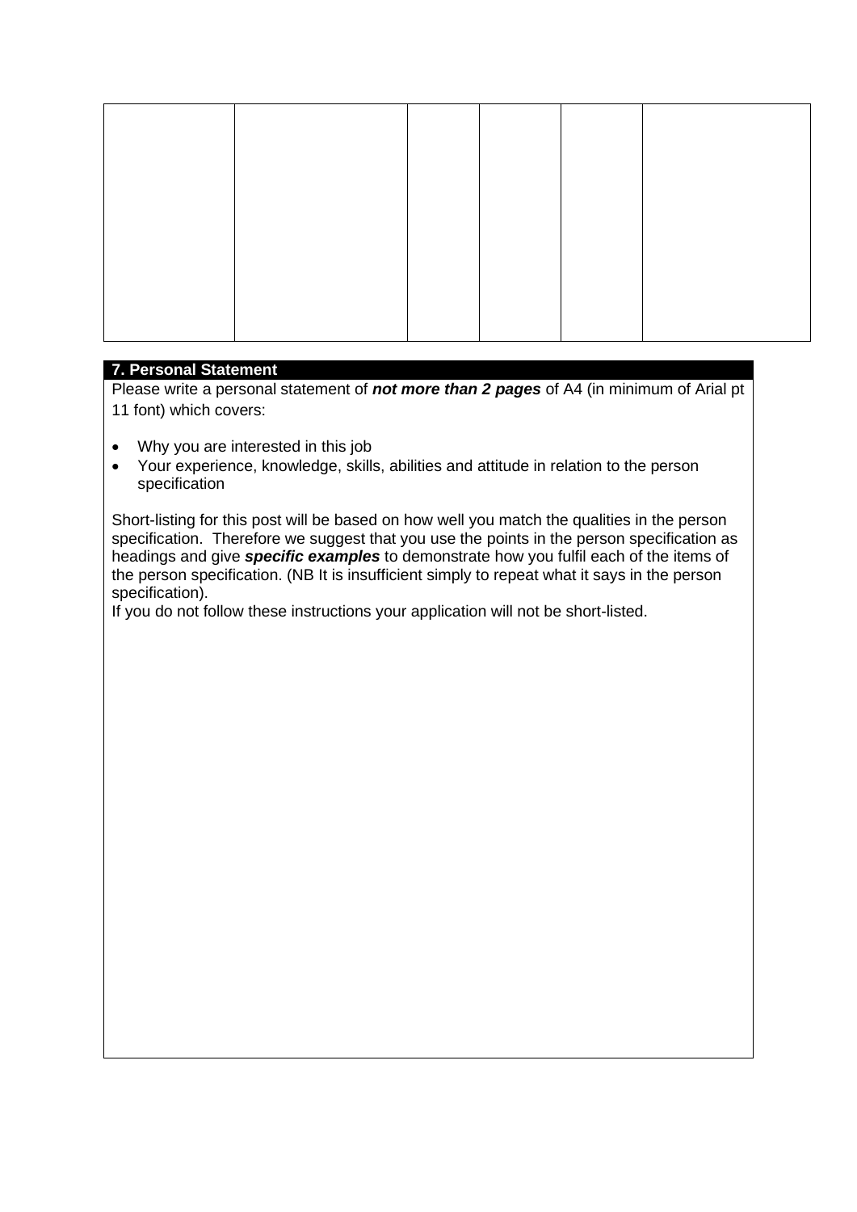| | | | | | |
|---|---|---|---|---|---|
| | | | | | |

## 7. Personal Statement

Please write a personal statement of ***not more than 2 pages*** of A4 (in minimum of Arial pt 11 font) which covers:

- Why you are interested in this job
- Your experience, knowledge, skills, abilities and attitude in relation to the person specification

Short-listing for this post will be based on how well you match the qualities in the person specification. Therefore we suggest that you use the points in the person specification as headings and give ***specific examples*** to demonstrate how you fulfil each of the items of the person specification. (NB It is insufficient simply to repeat what it says in the person specification).

If you do not follow these instructions your application will not be short-listed.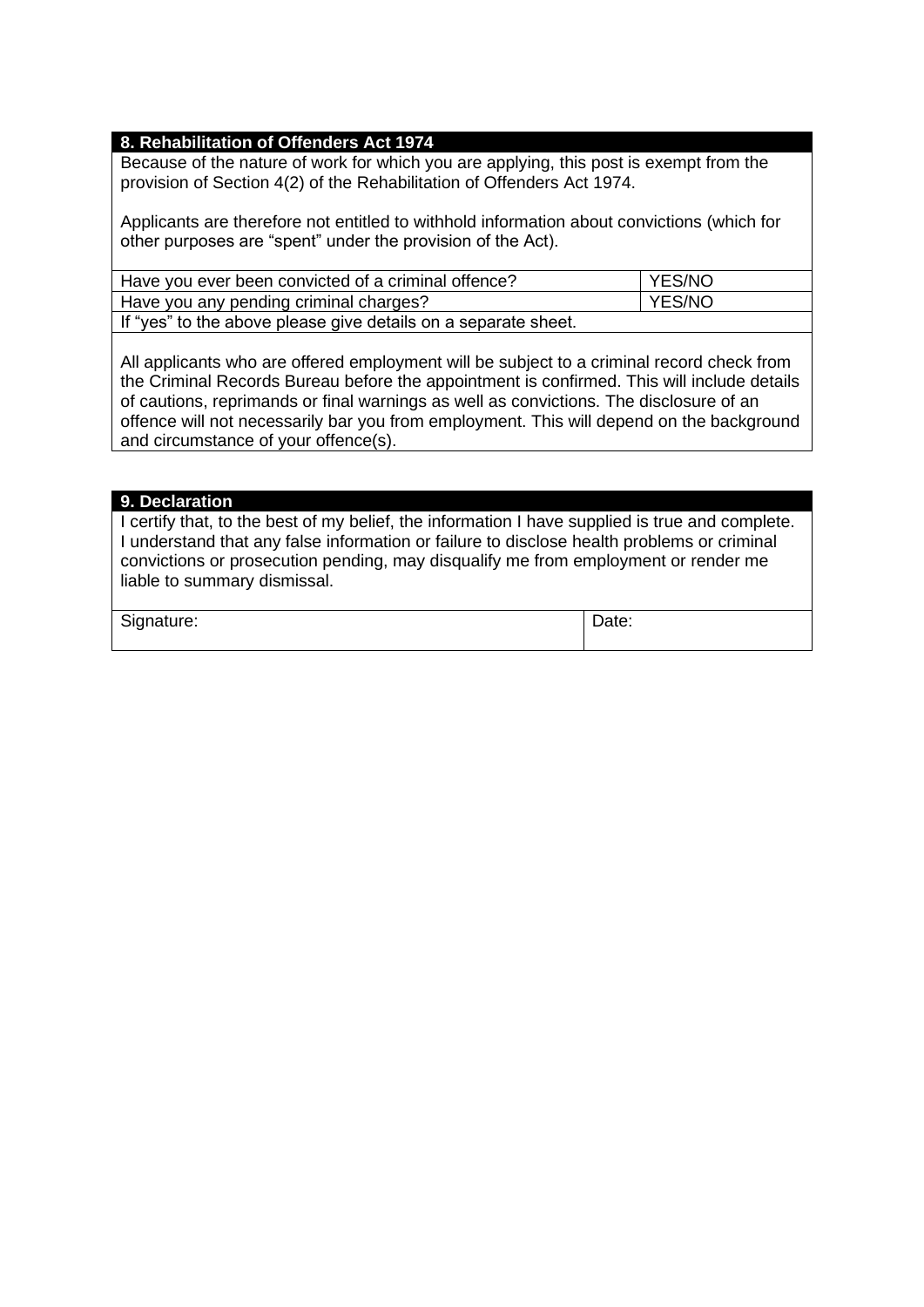## 8. Rehabilitation of Offenders Act 1974

Because of the nature of work for which you are applying, this post is exempt from the provision of Section 4(2) of the Rehabilitation of Offenders Act 1974.

Applicants are therefore not entitled to withhold information about convictions (which for other purposes are "spent" under the provision of the Act).

| | |
|---|---|
| Have you ever been convicted of a criminal offence? | YES/NO |
| Have you any pending criminal charges? | YES/NO |

If "yes" to the above please give details on a separate sheet.

All applicants who are offered employment will be subject to a criminal record check from the Criminal Records Bureau before the appointment is confirmed. This will include details of cautions, reprimands or final warnings as well as convictions. The disclosure of an offence will not necessarily bar you from employment. This will depend on the background and circumstance of your offence(s).

## 9. Declaration

I certify that, to the best of my belief, the information I have supplied is true and complete. I understand that any false information or failure to disclose health problems or criminal convictions or prosecution pending, may disqualify me from employment or render me liable to summary dismissal.

| | |
|---|---|
| Signature: | Date: |